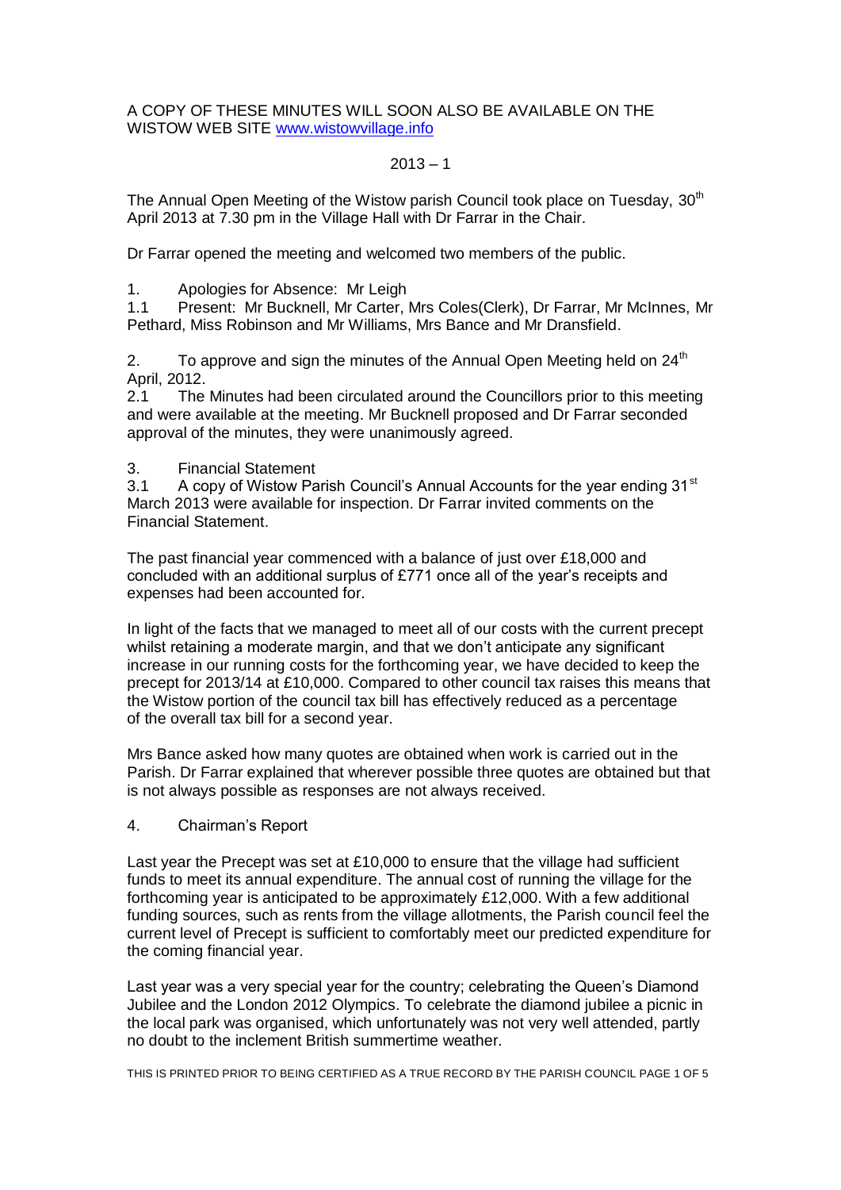A COPY OF THESE MINUTES WILL SOON ALSO BE AVAILABLE ON THE WISTOW WEB SITE www.wistowvillage.info

2013 – 1

The Annual Open Meeting of the Wistow parish Council took place on Tuesday, 30th April 2013 at 7.30 pm in the Village Hall with Dr Farrar in the Chair.

Dr Farrar opened the meeting and welcomed two members of the public.

1. Apologies for Absence: Mr Leigh

1.1 Present: Mr Bucknell, Mr Carter, Mrs Coles(Clerk), Dr Farrar, Mr McInnes, Mr Pethard, Miss Robinson and Mr Williams, Mrs Bance and Mr Dransfield.

2. To approve and sign the minutes of the Annual Open Meeting held on 24th April, 2012.

2.1 The Minutes had been circulated around the Councillors prior to this meeting and were available at the meeting. Mr Bucknell proposed and Dr Farrar seconded approval of the minutes, they were unanimously agreed.

3. Financial Statement

3.1 A copy of Wistow Parish Council's Annual Accounts for the year ending 31st March 2013 were available for inspection. Dr Farrar invited comments on the Financial Statement.

The past financial year commenced with a balance of just over £18,000 and concluded with an additional surplus of £771 once all of the year's receipts and expenses had been accounted for.

In light of the facts that we managed to meet all of our costs with the current precept whilst retaining a moderate margin, and that we don't anticipate any significant increase in our running costs for the forthcoming year, we have decided to keep the precept for 2013/14 at £10,000. Compared to other council tax raises this means that the Wistow portion of the council tax bill has effectively reduced as a percentage of the overall tax bill for a second year.

Mrs Bance asked how many quotes are obtained when work is carried out in the Parish. Dr Farrar explained that wherever possible three quotes are obtained but that is not always possible as responses are not always received.

4. Chairman's Report

Last year the Precept was set at £10,000 to ensure that the village had sufficient funds to meet its annual expenditure. The annual cost of running the village for the forthcoming year is anticipated to be approximately £12,000. With a few additional funding sources, such as rents from the village allotments, the Parish council feel the current level of Precept is sufficient to comfortably meet our predicted expenditure for the coming financial year.

Last year was a very special year for the country; celebrating the Queen's Diamond Jubilee and the London 2012 Olympics. To celebrate the diamond jubilee a picnic in the local park was organised, which unfortunately was not very well attended, partly no doubt to the inclement British summertime weather.

THIS IS PRINTED PRIOR TO BEING CERTIFIED AS A TRUE RECORD BY THE PARISH COUNCIL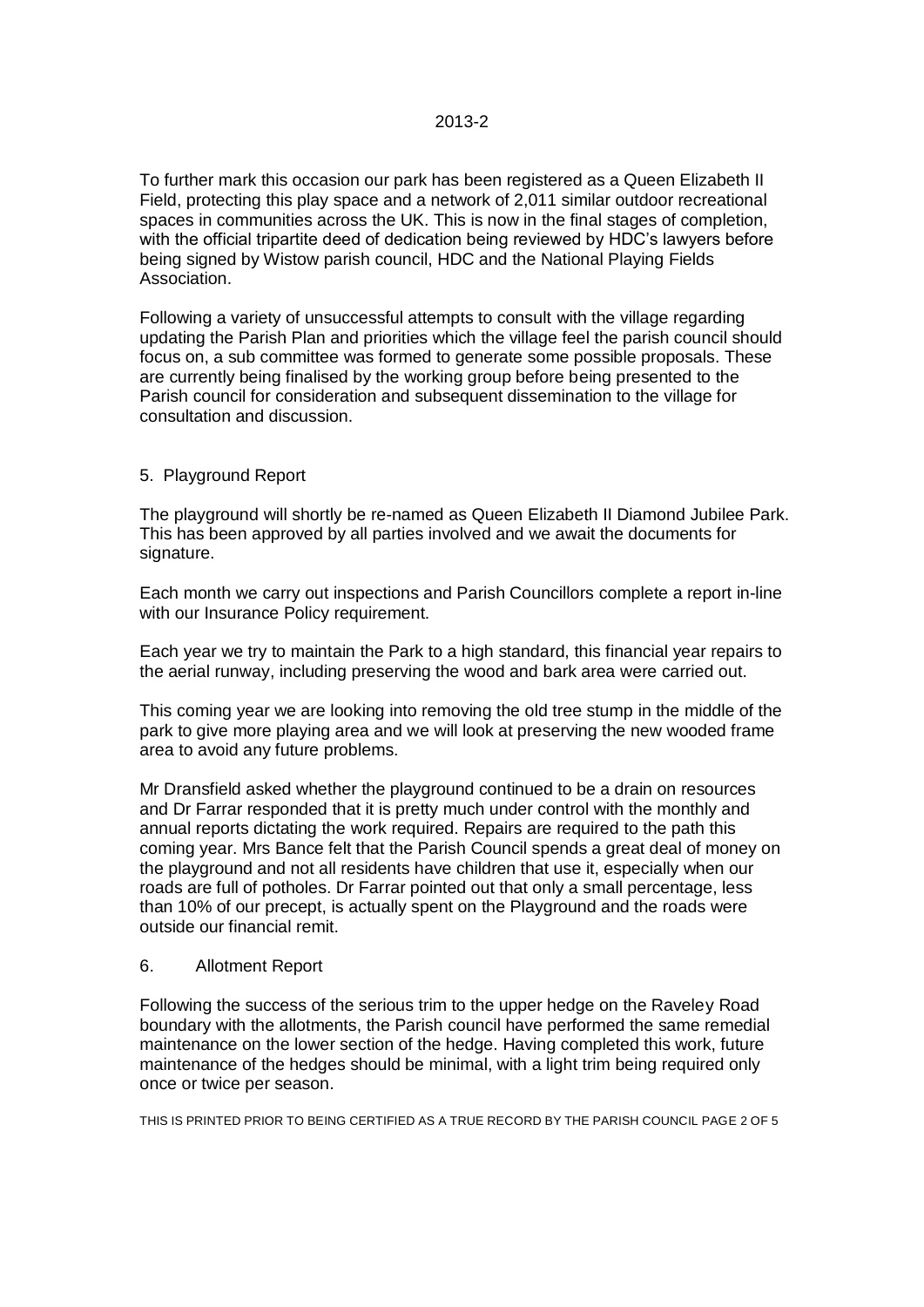To further mark this occasion our park has been registered as a Queen Elizabeth II Field, protecting this play space and a network of 2,011 similar outdoor recreational spaces in communities across the UK. This is now in the final stages of completion, with the official tripartite deed of dedication being reviewed by HDC's lawyers before being signed by Wistow parish council, HDC and the National Playing Fields Association.

Following a variety of unsuccessful attempts to consult with the village regarding updating the Parish Plan and priorities which the village feel the parish council should focus on, a sub committee was formed to generate some possible proposals. These are currently being finalised by the working group before being presented to the Parish council for consideration and subsequent dissemination to the village for consultation and discussion.

## 5. Playground Report

The playground will shortly be re-named as Queen Elizabeth II Diamond Jubilee Park. This has been approved by all parties involved and we await the documents for signature.

Each month we carry out inspections and Parish Councillors complete a report in-line with our Insurance Policy requirement.

Each year we try to maintain the Park to a high standard, this financial year repairs to the aerial runway, including preserving the wood and bark area were carried out.

This coming year we are looking into removing the old tree stump in the middle of the park to give more playing area and we will look at preserving the new wooded frame area to avoid any future problems.

Mr Dransfield asked whether the playground continued to be a drain on resources and Dr Farrar responded that it is pretty much under control with the monthly and annual reports dictating the work required. Repairs are required to the path this coming year. Mrs Bance felt that the Parish Council spends a great deal of money on the playground and not all residents have children that use it, especially when our roads are full of potholes. Dr Farrar pointed out that only a small percentage, less than 10% of our precept, is actually spent on the Playground and the roads were outside our financial remit.

## 6. Allotment Report

Following the success of the serious trim to the upper hedge on the Raveley Road boundary with the allotments, the Parish council have performed the same remedial maintenance on the lower section of the hedge. Having completed this work, future maintenance of the hedges should be minimal, with a light trim being required only once or twice per season.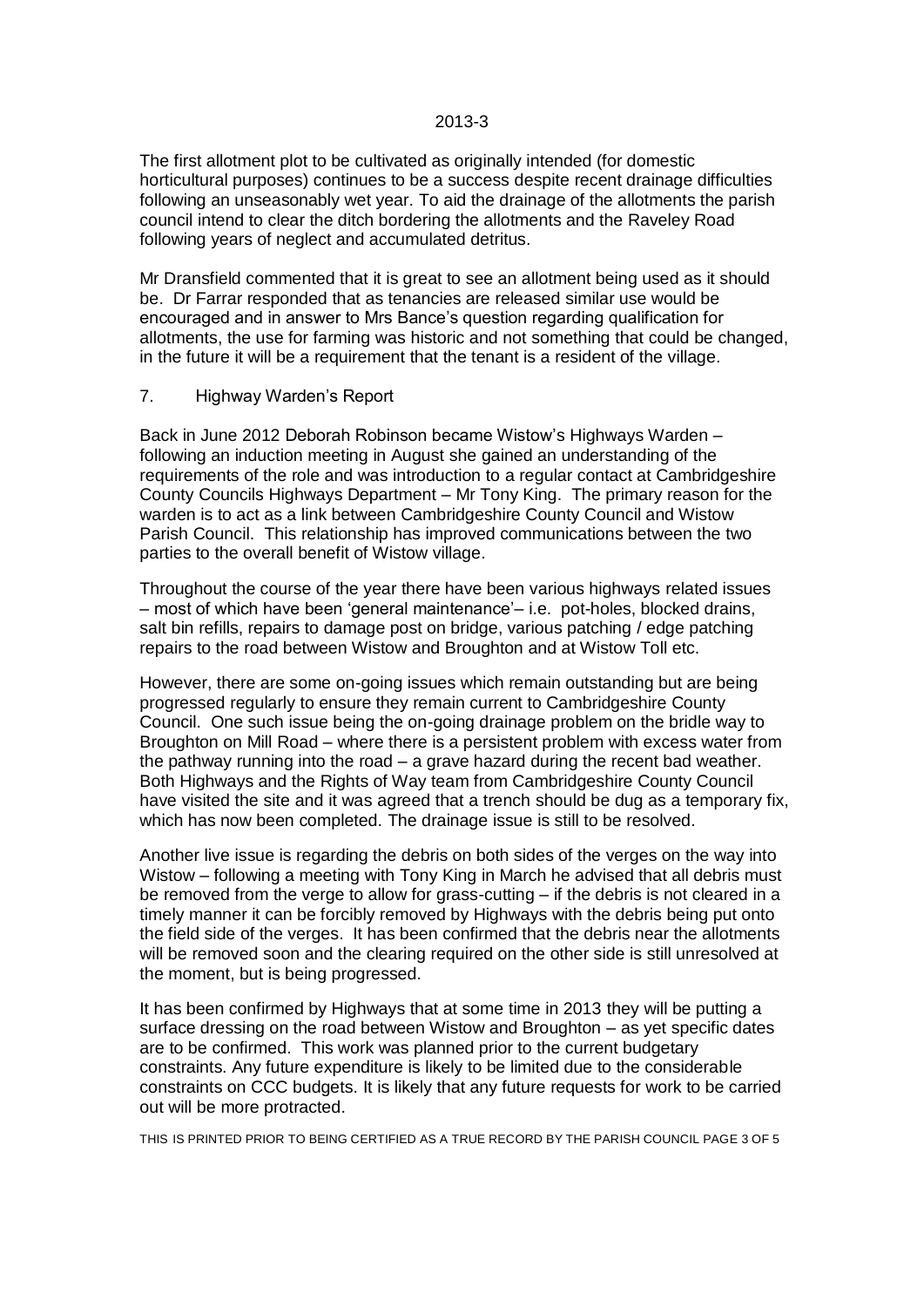The first allotment plot to be cultivated as originally intended (for domestic horticultural purposes) continues to be a success despite recent drainage difficulties following an unseasonably wet year. To aid the drainage of the allotments the parish council intend to clear the ditch bordering the allotments and the Raveley Road following years of neglect and accumulated detritus.

Mr Dransfield commented that it is great to see an allotment being used as it should be. Dr Farrar responded that as tenancies are released similar use would be encouraged and in answer to Mrs Bance's question regarding qualification for allotments, the use for farming was historic and not something that could be changed, in the future it will be a requirement that the tenant is a resident of the village.

7. Highway Warden's Report

Back in June 2012 Deborah Robinson became Wistow's Highways Warden – following an induction meeting in August she gained an understanding of the requirements of the role and was introduction to a regular contact at Cambridgeshire County Councils Highways Department – Mr Tony King. The primary reason for the warden is to act as a link between Cambridgeshire County Council and Wistow Parish Council. This relationship has improved communications between the two parties to the overall benefit of Wistow village.

Throughout the course of the year there have been various highways related issues – most of which have been 'general maintenance'– i.e. pot-holes, blocked drains, salt bin refills, repairs to damage post on bridge, various patching / edge patching repairs to the road between Wistow and Broughton and at Wistow Toll etc.

However, there are some on-going issues which remain outstanding but are being progressed regularly to ensure they remain current to Cambridgeshire County Council. One such issue being the on-going drainage problem on the bridle way to Broughton on Mill Road – where there is a persistent problem with excess water from the pathway running into the road – a grave hazard during the recent bad weather. Both Highways and the Rights of Way team from Cambridgeshire County Council have visited the site and it was agreed that a trench should be dug as a temporary fix, which has now been completed. The drainage issue is still to be resolved.

Another live issue is regarding the debris on both sides of the verges on the way into Wistow – following a meeting with Tony King in March he advised that all debris must be removed from the verge to allow for grass-cutting – if the debris is not cleared in a timely manner it can be forcibly removed by Highways with the debris being put onto the field side of the verges. It has been confirmed that the debris near the allotments will be removed soon and the clearing required on the other side is still unresolved at the moment, but is being progressed.

It has been confirmed by Highways that at some time in 2013 they will be putting a surface dressing on the road between Wistow and Broughton – as yet specific dates are to be confirmed. This work was planned prior to the current budgetary constraints. Any future expenditure is likely to be limited due to the considerable constraints on CCC budgets. It is likely that any future requests for work to be carried out will be more protracted.

THIS IS PRINTED PRIOR TO BEING CERTIFIED AS A TRUE RECORD BY THE PARISH COUNCIL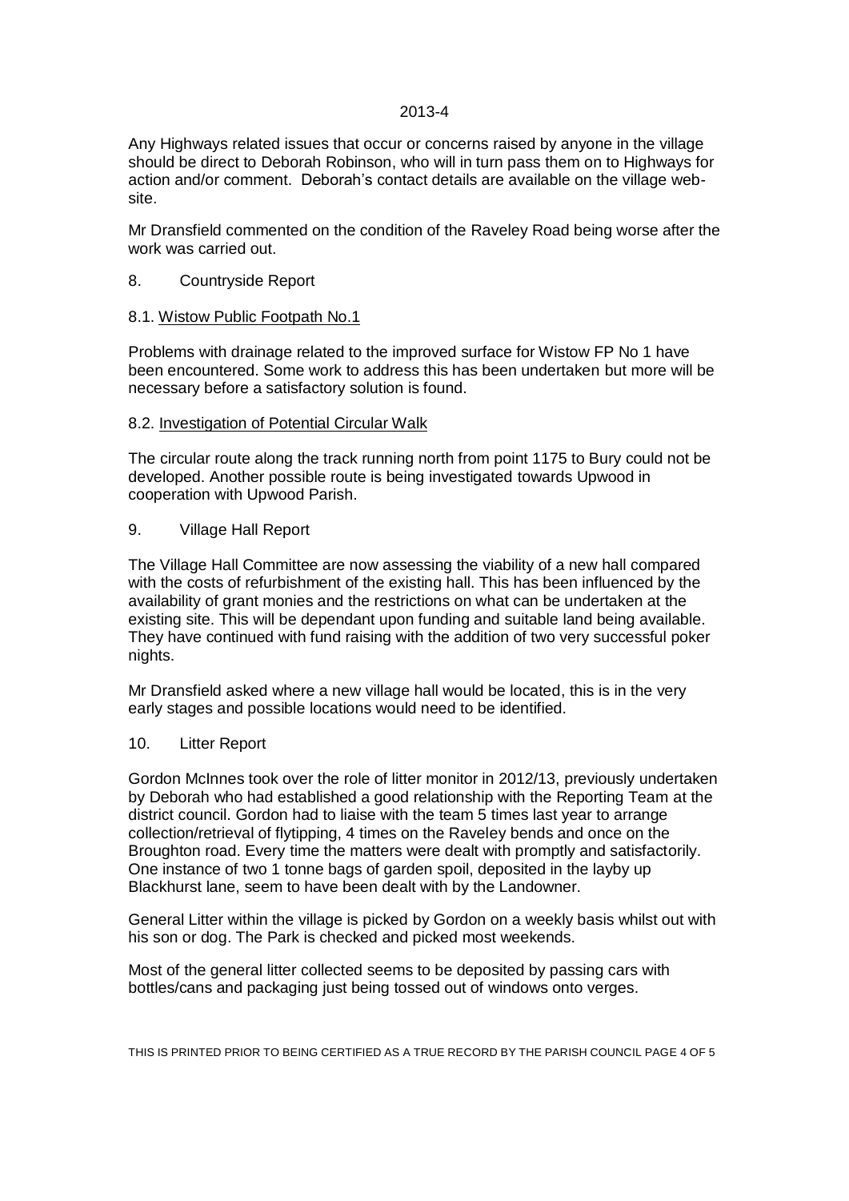Any Highways related issues that occur or concerns raised by anyone in the village should be direct to Deborah Robinson, who will in turn pass them on to Highways for action and/or comment. Deborah's contact details are available on the village web-site.

Mr Dransfield commented on the condition of the Raveley Road being worse after the work was carried out.

8. Countryside Report

8.1. Wistow Public Footpath No.1

Problems with drainage related to the improved surface for Wistow FP No 1 have been encountered. Some work to address this has been undertaken but more will be necessary before a satisfactory solution is found.

8.2. Investigation of Potential Circular Walk

The circular route along the track running north from point 1175 to Bury could not be developed. Another possible route is being investigated towards Upwood in cooperation with Upwood Parish.

9. Village Hall Report

The Village Hall Committee are now assessing the viability of a new hall compared with the costs of refurbishment of the existing hall. This has been influenced by the availability of grant monies and the restrictions on what can be undertaken at the existing site. This will be dependant upon funding and suitable land being available. They have continued with fund raising with the addition of two very successful poker nights.

Mr Dransfield asked where a new village hall would be located, this is in the very early stages and possible locations would need to be identified.

10. Litter Report

Gordon McInnes took over the role of litter monitor in 2012/13, previously undertaken by Deborah who had established a good relationship with the Reporting Team at the district council. Gordon had to liaise with the team 5 times last year to arrange collection/retrieval of flytipping, 4 times on the Raveley bends and once on the Broughton road. Every time the matters were dealt with promptly and satisfactorily. One instance of two 1 tonne bags of garden spoil, deposited in the layby up Blackhurst lane, seem to have been dealt with by the Landowner.

General Litter within the village is picked by Gordon on a weekly basis whilst out with his son or dog. The Park is checked and picked most weekends.

Most of the general litter collected seems to be deposited by passing cars with bottles/cans and packaging just being tossed out of windows onto verges.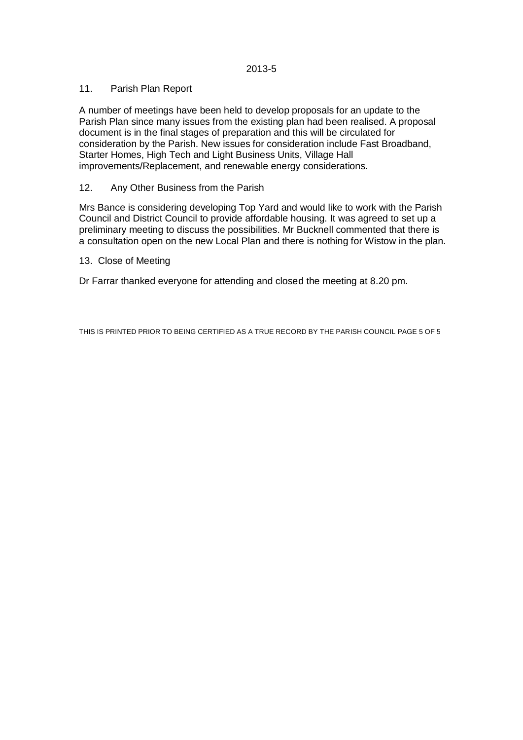11. Parish Plan Report

A number of meetings have been held to develop proposals for an update to the Parish Plan since many issues from the existing plan had been realised. A proposal document is in the final stages of preparation and this will be circulated for consideration by the Parish. New issues for consideration include Fast Broadband, Starter Homes, High Tech and Light Business Units, Village Hall improvements/Replacement, and renewable energy considerations.

12. Any Other Business from the Parish

Mrs Bance is considering developing Top Yard and would like to work with the Parish Council and District Council to provide affordable housing. It was agreed to set up a preliminary meeting to discuss the possibilities. Mr Bucknell commented that there is a consultation open on the new Local Plan and there is nothing for Wistow in the plan.

13. Close of Meeting

Dr Farrar thanked everyone for attending and closed the meeting at 8.20 pm.

THIS IS PRINTED PRIOR TO BEING CERTIFIED AS A TRUE RECORD BY THE PARISH COUNCIL